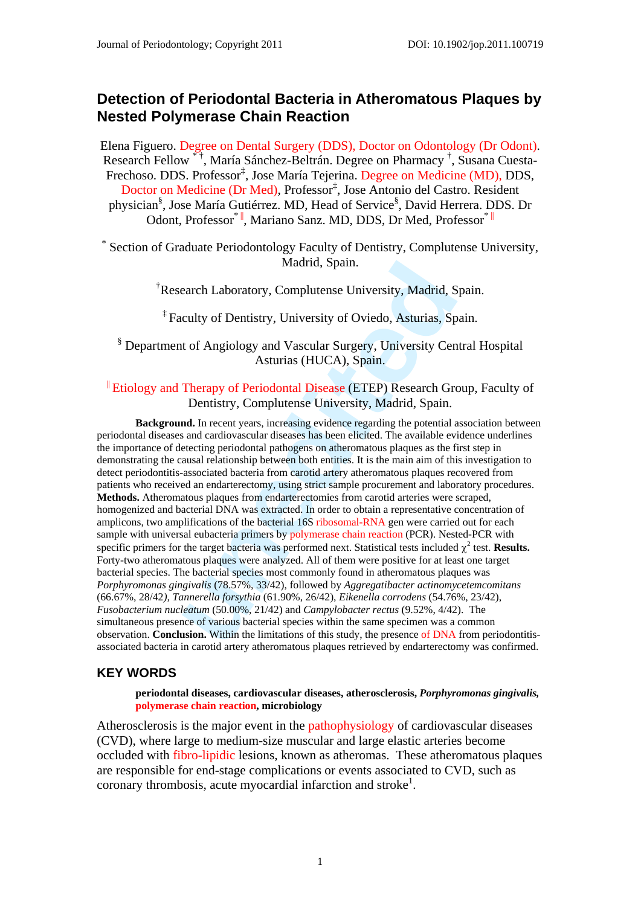# Detection of Periodontal Bacteria in Atheromatous Plaques by Nested Polymerase Chain Reaction

Elena Figuero. Degree on Dental Surgery (DDS), Doctor on Odontology (Dr Odont). Research Fellow [*] [†], María Sánchez-Beltrán. Degree on Pharmacy [†], Susana Cuesta-Frechoso. DDS. Professor[‡], Jose María Tejerina. Degree on Medicine (MD), DDS, Doctor on Medicine (Dr Med), Professor[‡], Jose Antonio del Castro. Resident physician[§], Jose María Gutiérrez. MD, Head of Service[§], David Herrera. DDS. Dr Odont, Professor[*] [‖], Mariano Sanz. MD, DDS, Dr Med, Professor[*] [‖]

[*] Section of Graduate Periodontology Faculty of Dentistry, Complutense University, Madrid, Spain.

[†] Research Laboratory, Complutense University, Madrid, Spain.

[‡] Faculty of Dentistry, University of Oviedo, Asturias, Spain.

[§] Department of Angiology and Vascular Surgery, University Central Hospital Asturias (HUCA), Spain.

[‖] Etiology and Therapy of Periodontal Disease (ETEP) Research Group, Faculty of Dentistry, Complutense University, Madrid, Spain.

**Background.** In recent years, increasing evidence regarding the potential association between periodontal diseases and cardiovascular diseases has been elicited. The available evidence underlines the importance of detecting periodontal pathogens on atheromatous plaques as the first step in demonstrating the causal relationship between both entities. It is the main aim of this investigation to detect periodontitis-associated bacteria from carotid artery atheromatous plaques recovered from patients who received an endarterectomy, using strict sample procurement and laboratory procedures. **Methods.** Atheromatous plaques from endarterectomies from carotid arteries were scraped, homogenized and bacterial DNA was extracted. In order to obtain a representative concentration of amplicons, two amplifications of the bacterial 16S ribosomal-RNA gen were carried out for each sample with universal eubacteria primers by polymerase chain reaction (PCR). Nested-PCR with specific primers for the target bacteria was performed next. Statistical tests included $\chi^2$ test. **Results.** Forty-two atheromatous plaques were analyzed. All of them were positive for at least one target bacterial species. The bacterial species most commonly found in atheromatous plaques was *Porphyromonas gingivalis* (78.57%, 33/42), followed by *Aggregatibacter actinomycetemcomitans* (66.67%, 28/42), *Tannerella forsythia* (61.90%, 26/42), *Eikenella corrodens* (54.76%, 23/42), *Fusobacterium nucleatum* (50.00%, 21/42) and *Campylobacter rectus* (9.52%, 4/42). The simultaneous presence of various bacterial species within the same specimen was a common observation. **Conclusion.** Within the limitations of this study, the presence of DNA from periodontitis-associated bacteria in carotid artery atheromatous plaques retrieved by endarterectomy was confirmed.

## KEY WORDS

**periodontal diseases, cardiovascular diseases, atherosclerosis, *Porphyromonas gingivalis*, polymerase chain reaction, microbiology**

Atherosclerosis is the major event in the pathophysiology of cardiovascular diseases (CVD), where large to medium-size muscular and large elastic arteries become occluded with fibro-lipidic lesions, known as atheromas. These atheromatous plaques are responsible for end-stage complications or events associated to CVD, such as coronary thrombosis, acute myocardial infarction and stroke[1].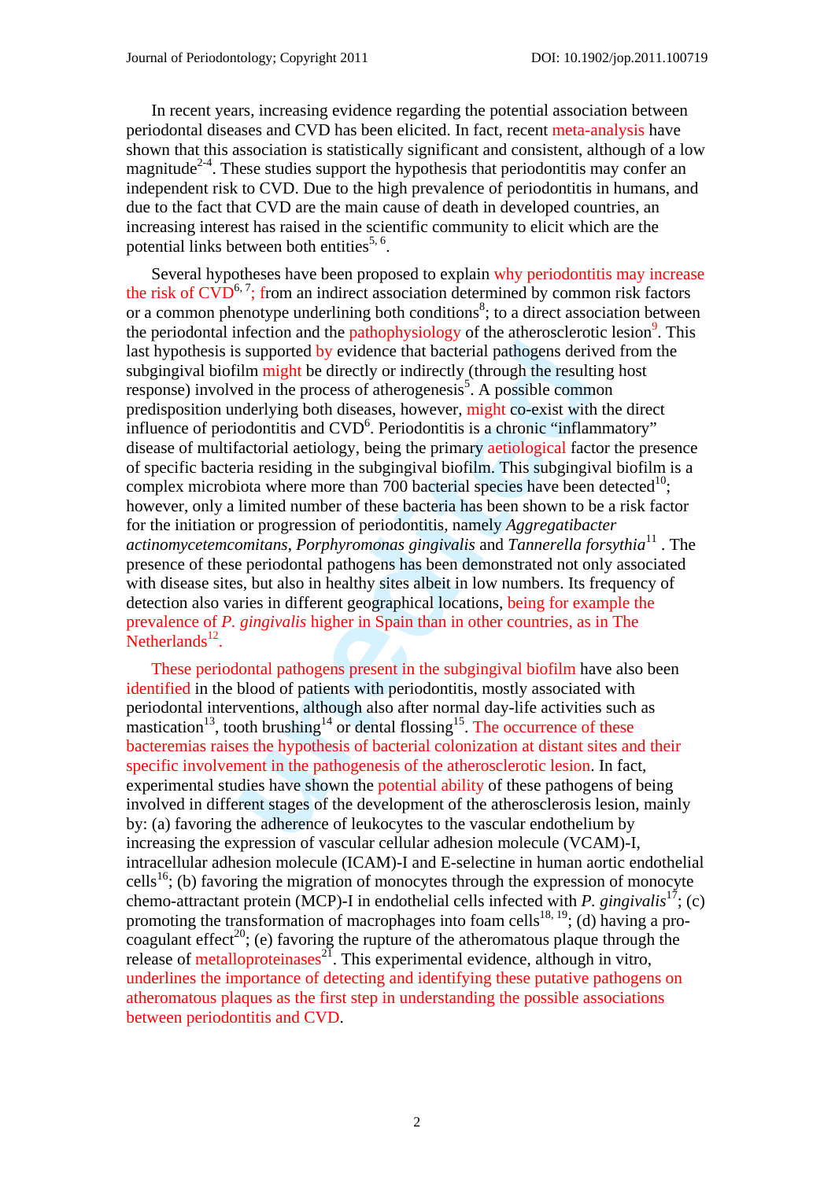In recent years, increasing evidence regarding the potential association between periodontal diseases and CVD has been elicited. In fact, recent meta-analysis have shown that this association is statistically significant and consistent, although of a low magnitude[2-4]. These studies support the hypothesis that periodontitis may confer an independent risk to CVD. Due to the high prevalence of periodontitis in humans, and due to the fact that CVD are the main cause of death in developed countries, an increasing interest has raised in the scientific community to elicit which are the potential links between both entities[5, 6].

Several hypotheses have been proposed to explain why periodontitis may increase the risk of CVD[6, 7]; from an indirect association determined by common risk factors or a common phenotype underlining both conditions[8]; to a direct association between the periodontal infection and the pathophysiology of the atherosclerotic lesion[9]. This last hypothesis is supported by evidence that bacterial pathogens derived from the subgingival biofilm might be directly or indirectly (through the resulting host response) involved in the process of atherogenesis[5]. A possible common predisposition underlying both diseases, however, might co-exist with the direct influence of periodontitis and CVD[6]. Periodontitis is a chronic "inflammatory" disease of multifactorial aetiology, being the primary aetiological factor the presence of specific bacteria residing in the subgingival biofilm. This subgingival biofilm is a complex microbiota where more than 700 bacterial species have been detected[10]; however, only a limited number of these bacteria has been shown to be a risk factor for the initiation or progression of periodontitis, namely *Aggregatibacter actinomycetemcomitans*, *Porphyromonas gingivalis* and *Tannerella forsythia*[11] . The presence of these periodontal pathogens has been demonstrated not only associated with disease sites, but also in healthy sites albeit in low numbers. Its frequency of detection also varies in different geographical locations, being for example the prevalence of *P. gingivalis* higher in Spain than in other countries, as in The Netherlands[12].

These periodontal pathogens present in the subgingival biofilm have also been identified in the blood of patients with periodontitis, mostly associated with periodontal interventions, although also after normal day-life activities such as mastication[13], tooth brushing[14] or dental flossing[15]. The occurrence of these bacteremias raises the hypothesis of bacterial colonization at distant sites and their specific involvement in the pathogenesis of the atherosclerotic lesion. In fact, experimental studies have shown the potential ability of these pathogens of being involved in different stages of the development of the atherosclerosis lesion, mainly by: (a) favoring the adherence of leukocytes to the vascular endothelium by increasing the expression of vascular cellular adhesion molecule (VCAM)-I, intracellular adhesion molecule (ICAM)-I and E-selectine in human aortic endothelial cells[16]; (b) favoring the migration of monocytes through the expression of monocyte chemo-attractant protein (MCP)-I in endothelial cells infected with *P. gingivalis*[17]; (c) promoting the transformation of macrophages into foam cells[18, 19]; (d) having a pro-coagulant effect[20]; (e) favoring the rupture of the atheromatous plaque through the release of metalloproteinases[21]. This experimental evidence, although in vitro, underlines the importance of detecting and identifying these putative pathogens on atheromatous plaques as the first step in understanding the possible associations between periodontitis and CVD.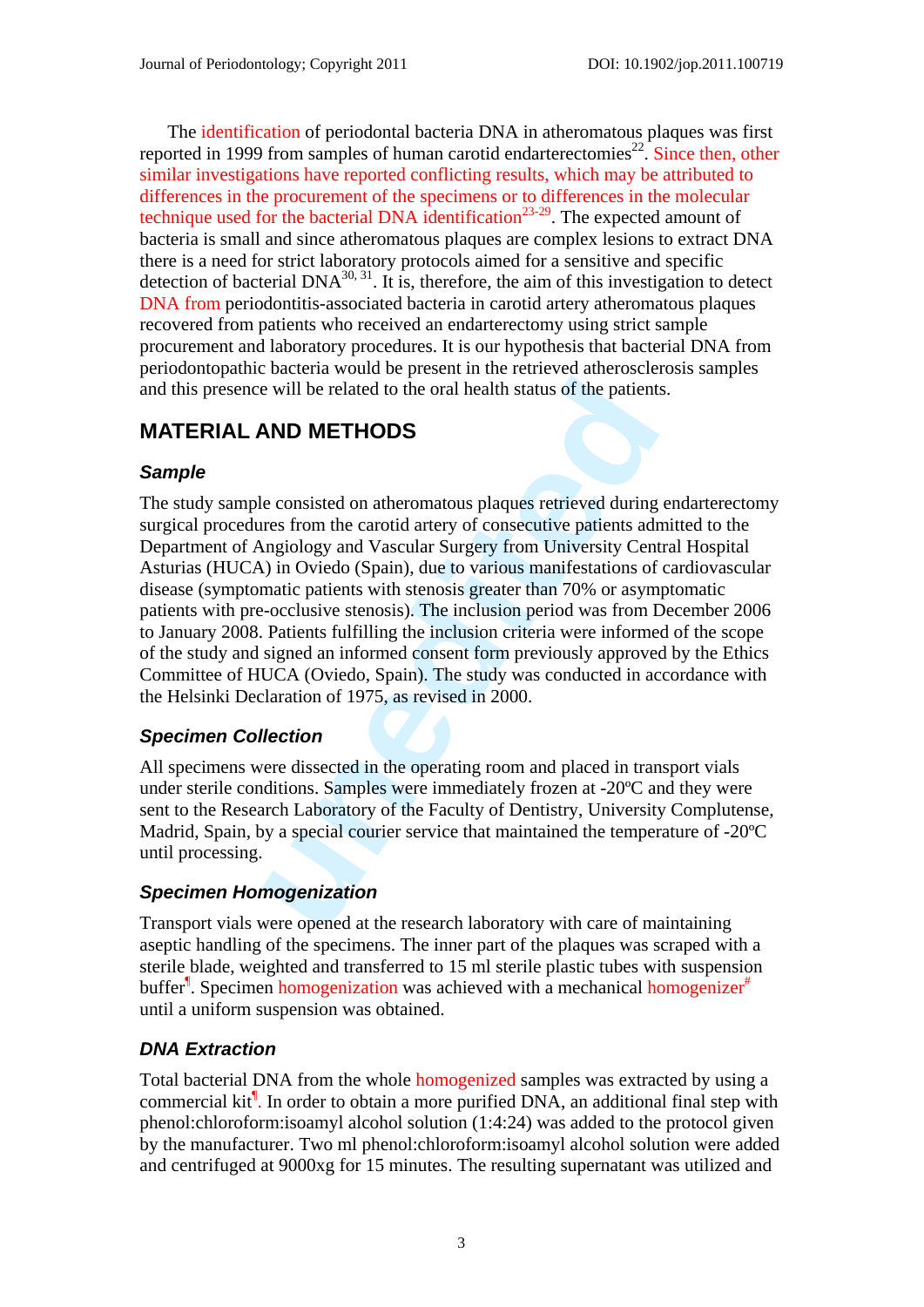The identification of periodontal bacteria DNA in atheromatous plaques was first reported in 1999 from samples of human carotid endarterectomies[22]. Since then, other similar investigations have reported conflicting results, which may be attributed to differences in the procurement of the specimens or to differences in the molecular technique used for the bacterial DNA identification[23-29]. The expected amount of bacteria is small and since atheromatous plaques are complex lesions to extract DNA there is a need for strict laboratory protocols aimed for a sensitive and specific detection of bacterial DNA[30, 31]. It is, therefore, the aim of this investigation to detect DNA from periodontitis-associated bacteria in carotid artery atheromatous plaques recovered from patients who received an endarterectomy using strict sample procurement and laboratory procedures. It is our hypothesis that bacterial DNA from periodontopathic bacteria would be present in the retrieved atherosclerosis samples and this presence will be related to the oral health status of the patients.

## MATERIAL AND METHODS

### *Sample*

The study sample consisted on atheromatous plaques retrieved during endarterectomy surgical procedures from the carotid artery of consecutive patients admitted to the Department of Angiology and Vascular Surgery from University Central Hospital Asturias (HUCA) in Oviedo (Spain), due to various manifestations of cardiovascular disease (symptomatic patients with stenosis greater than 70% or asymptomatic patients with pre-occlusive stenosis). The inclusion period was from December 2006 to January 2008. Patients fulfilling the inclusion criteria were informed of the scope of the study and signed an informed consent form previously approved by the Ethics Committee of HUCA (Oviedo, Spain). The study was conducted in accordance with the Helsinki Declaration of 1975, as revised in 2000.

### *Specimen Collection*

All specimens were dissected in the operating room and placed in transport vials under sterile conditions. Samples were immediately frozen at -20ºC and they were sent to the Research Laboratory of the Faculty of Dentistry, University Complutense, Madrid, Spain, by a special courier service that maintained the temperature of -20ºC until processing.

### *Specimen Homogenization*

Transport vials were opened at the research laboratory with care of maintaining aseptic handling of the specimens. The inner part of the plaques was scraped with a sterile blade, weighted and transferred to 15 ml sterile plastic tubes with suspension buffer[¶]. Specimen homogenization was achieved with a mechanical homogenizer[#] until a uniform suspension was obtained.

### *DNA Extraction*

Total bacterial DNA from the whole homogenized samples was extracted by using a commercial kit[¶]. In order to obtain a more purified DNA, an additional final step with phenol:chloroform:isoamyl alcohol solution (1:4:24) was added to the protocol given by the manufacturer. Two ml phenol:chloroform:isoamyl alcohol solution were added and centrifuged at 9000xg for 15 minutes. The resulting supernatant was utilized and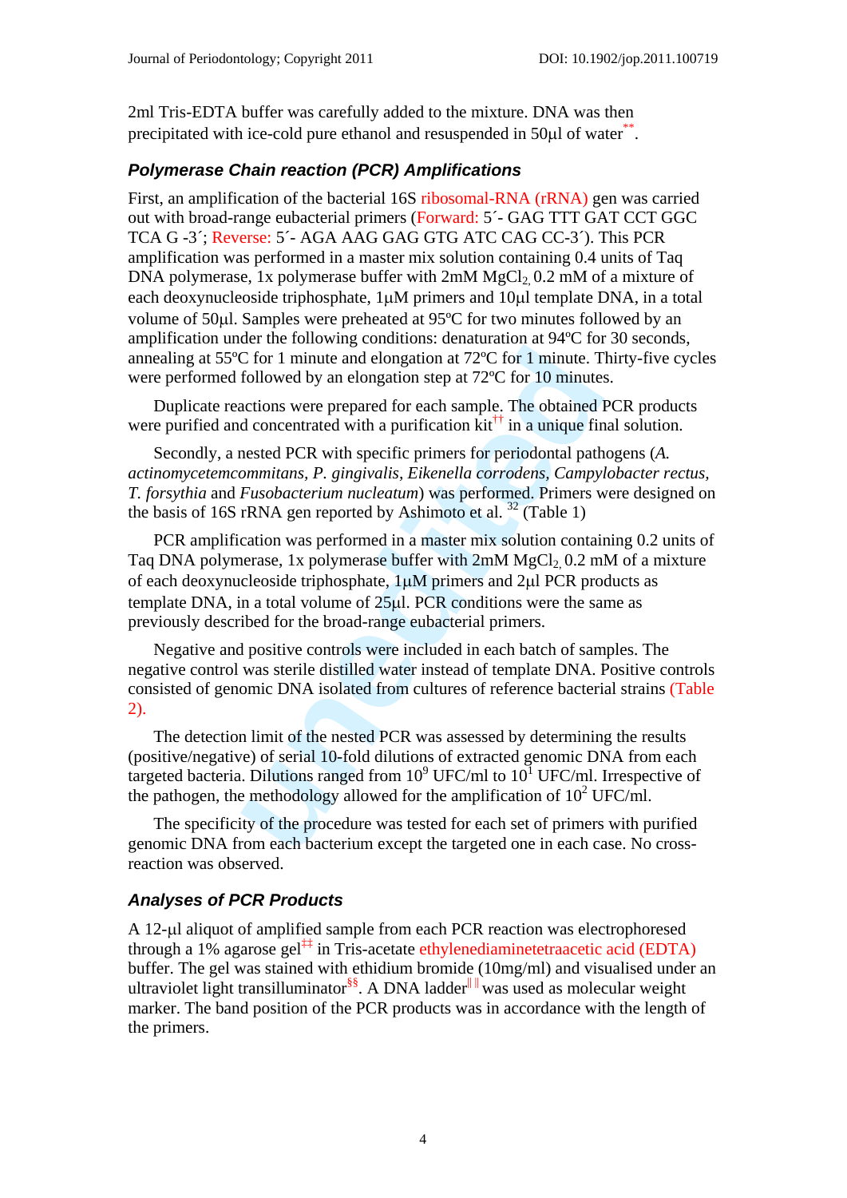2ml Tris-EDTA buffer was carefully added to the mixture. DNA was then precipitated with ice-cold pure ethanol and resuspended in 50µl of water**.

### Polymerase Chain reaction (PCR) Amplifications

First, an amplification of the bacterial 16S ribosomal-RNA (rRNA) gen was carried out with broad-range eubacterial primers (Forward: 5´- GAG TTT GAT CCT GGC TCA G -3´; Reverse: 5´- AGA AAG GAG GTG ATC CAG CC-3´). This PCR amplification was performed in a master mix solution containing 0.4 units of Taq DNA polymerase, 1x polymerase buffer with 2mM $MgCl_2$, 0.2 mM of a mixture of each deoxynucleoside triphosphate, 1µM primers and 10µl template DNA, in a total volume of 50µl. Samples were preheated at 95ºC for two minutes followed by an amplification under the following conditions: denaturation at 94ºC for 30 seconds, annealing at 55ºC for 1 minute and elongation at 72ºC for 1 minute. Thirty-five cycles were performed followed by an elongation step at 72ºC for 10 minutes.

Duplicate reactions were prepared for each sample. The obtained PCR products were purified and concentrated with a purification kit†† in a unique final solution.

Secondly, a nested PCR with specific primers for periodontal pathogens (*A. actinomycetemcommitans*, *P. gingivalis*, *Eikenella corrodens*, *Campylobacter rectus*, *T. forsythia* and *Fusobacterium nucleatum*) was performed. Primers were designed on the basis of 16S rRNA gen reported by Ashimoto et al. [32] (Table 1)

PCR amplification was performed in a master mix solution containing 0.2 units of Taq DNA polymerase, 1x polymerase buffer with 2mM $MgCl_2$, 0.2 mM of a mixture of each deoxynucleoside triphosphate, 1µM primers and 2µl PCR products as template DNA, in a total volume of 25µl. PCR conditions were the same as previously described for the broad-range eubacterial primers.

Negative and positive controls were included in each batch of samples. The negative control was sterile distilled water instead of template DNA. Positive controls consisted of genomic DNA isolated from cultures of reference bacterial strains (Table 2).

The detection limit of the nested PCR was assessed by determining the results (positive/negative) of serial 10-fold dilutions of extracted genomic DNA from each targeted bacteria. Dilutions ranged from $10^9$ UFC/ml to $10^1$ UFC/ml. Irrespective of the pathogen, the methodology allowed for the amplification of $10^2$ UFC/ml.

The specificity of the procedure was tested for each set of primers with purified genomic DNA from each bacterium except the targeted one in each case. No cross-reaction was observed.

### Analyses of PCR Products

A 12-µl aliquot of amplified sample from each PCR reaction was electrophoresed through a 1% agarose gel‡‡ in Tris-acetate ethylenediaminetetraacetic acid (EDTA) buffer. The gel was stained with ethidium bromide (10mg/ml) and visualised under an ultraviolet light transilluminator§§. A DNA ladder‖‖ was used as molecular weight marker. The band position of the PCR products was in accordance with the length of the primers.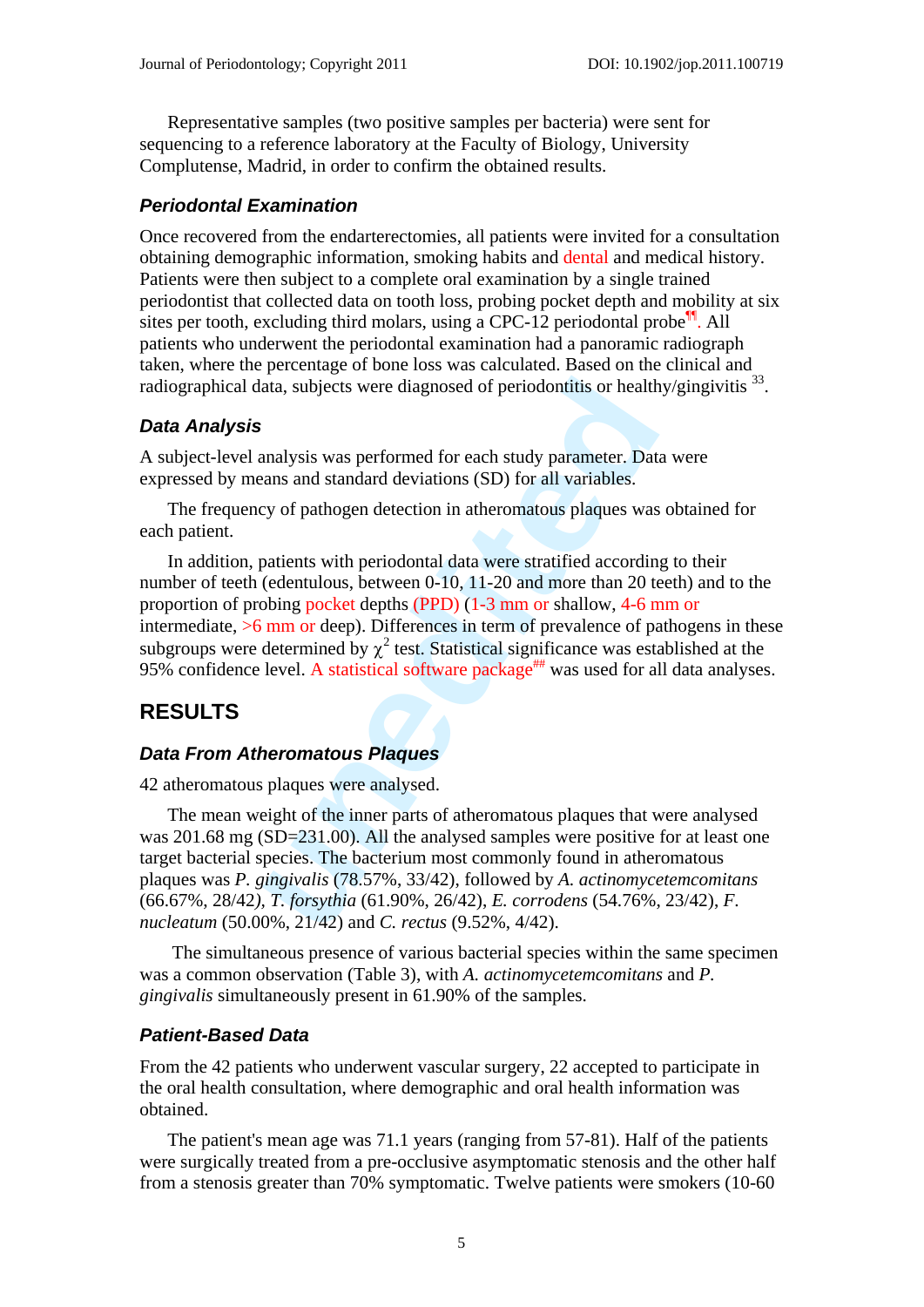Representative samples (two positive samples per bacteria) were sent for sequencing to a reference laboratory at the Faculty of Biology, University Complutense, Madrid, in order to confirm the obtained results.

### Periodontal Examination

Once recovered from the endarterectomies, all patients were invited for a consultation obtaining demographic information, smoking habits and dental and medical history. Patients were then subject to a complete oral examination by a single trained periodontist that collected data on tooth loss, probing pocket depth and mobility at six sites per tooth, excluding third molars, using a CPC-12 periodontal probe[¶]. All patients who underwent the periodontal examination had a panoramic radiograph taken, where the percentage of bone loss was calculated. Based on the clinical and radiographical data, subjects were diagnosed of periodontitis or healthy/gingivitis [33].

### Data Analysis

A subject-level analysis was performed for each study parameter. Data were expressed by means and standard deviations (SD) for all variables.

The frequency of pathogen detection in atheromatous plaques was obtained for each patient.

In addition, patients with periodontal data were stratified according to their number of teeth (edentulous, between 0-10, 11-20 and more than 20 teeth) and to the proportion of probing pocket depths (PPD) (1-3 mm or shallow, 4-6 mm or intermediate, >6 mm or deep). Differences in term of prevalence of pathogens in these subgroups were determined by $\chi^2$ test. Statistical significance was established at the 95% confidence level. A statistical software package[##] was used for all data analyses.

## RESULTS

### Data From Atheromatous Plaques

42 atheromatous plaques were analysed.

The mean weight of the inner parts of atheromatous plaques that were analysed was 201.68 mg (SD=231.00). All the analysed samples were positive for at least one target bacterial species. The bacterium most commonly found in atheromatous plaques was *P. gingivalis* (78.57%, 33/42), followed by *A. actinomycetemcomitans* (66.67%, 28/42), *T. forsythia* (61.90%, 26/42), *E. corrodens* (54.76%, 23/42), *F. nucleatum* (50.00%, 21/42) and *C. rectus* (9.52%, 4/42).

The simultaneous presence of various bacterial species within the same specimen was a common observation (Table 3), with *A. actinomycetemcomitans* and *P. gingivalis* simultaneously present in 61.90% of the samples.

### Patient-Based Data

From the 42 patients who underwent vascular surgery, 22 accepted to participate in the oral health consultation, where demographic and oral health information was obtained.

The patient's mean age was 71.1 years (ranging from 57-81). Half of the patients were surgically treated from a pre-occlusive asymptomatic stenosis and the other half from a stenosis greater than 70% symptomatic. Twelve patients were smokers (10-60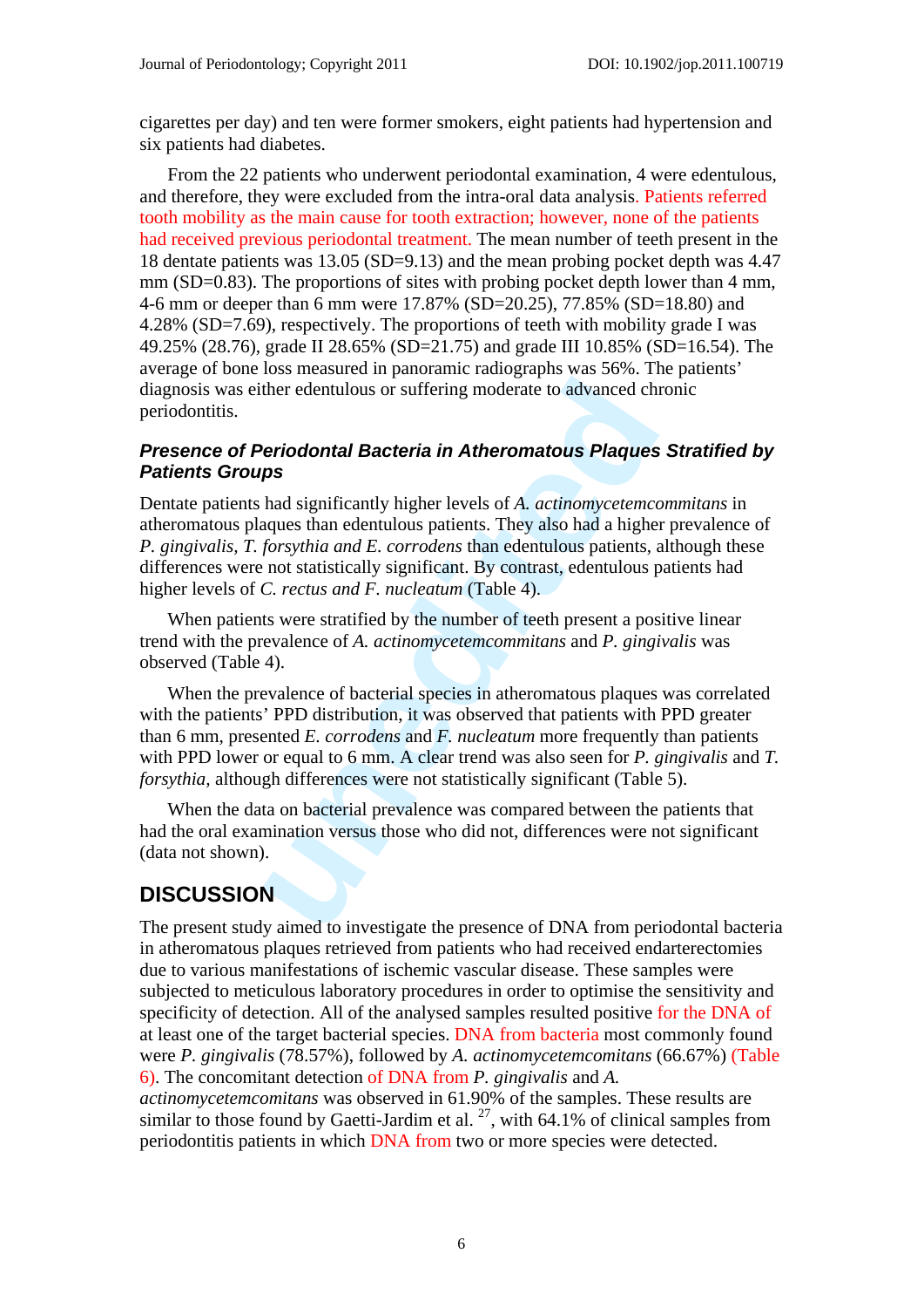cigarettes per day) and ten were former smokers, eight patients had hypertension and six patients had diabetes.

From the 22 patients who underwent periodontal examination, 4 were edentulous, and therefore, they were excluded from the intra-oral data analysis. Patients referred tooth mobility as the main cause for tooth extraction; however, none of the patients had received previous periodontal treatment. The mean number of teeth present in the 18 dentate patients was 13.05 (SD=9.13) and the mean probing pocket depth was 4.47 mm (SD=0.83). The proportions of sites with probing pocket depth lower than 4 mm, 4-6 mm or deeper than 6 mm were 17.87% (SD=20.25), 77.85% (SD=18.80) and 4.28% (SD=7.69), respectively. The proportions of teeth with mobility grade I was 49.25% (28.76), grade II 28.65% (SD=21.75) and grade III 10.85% (SD=16.54). The average of bone loss measured in panoramic radiographs was 56%. The patients' diagnosis was either edentulous or suffering moderate to advanced chronic periodontitis.

### *Presence of Periodontal Bacteria in Atheromatous Plaques Stratified by Patients Groups*

Dentate patients had significantly higher levels of *A. actinomycetemcommitans* in atheromatous plaques than edentulous patients. They also had a higher prevalence of *P. gingivalis, T. forsythia and E. corrodens* than edentulous patients, although these differences were not statistically significant. By contrast, edentulous patients had higher levels of *C. rectus and F. nucleatum* (Table 4).

When patients were stratified by the number of teeth present a positive linear trend with the prevalence of *A. actinomycetemcommitans* and *P. gingivalis* was observed (Table 4).

When the prevalence of bacterial species in atheromatous plaques was correlated with the patients' PPD distribution, it was observed that patients with PPD greater than 6 mm, presented *E. corrodens* and *F. nucleatum* more frequently than patients with PPD lower or equal to 6 mm. A clear trend was also seen for *P. gingivalis* and *T. forsythia*, although differences were not statistically significant (Table 5).

When the data on bacterial prevalence was compared between the patients that had the oral examination versus those who did not, differences were not significant (data not shown).

## DISCUSSION

The present study aimed to investigate the presence of DNA from periodontal bacteria in atheromatous plaques retrieved from patients who had received endarterectomies due to various manifestations of ischemic vascular disease. These samples were subjected to meticulous laboratory procedures in order to optimise the sensitivity and specificity of detection. All of the analysed samples resulted positive for the DNA of at least one of the target bacterial species. DNA from bacteria most commonly found were *P. gingivalis* (78.57%), followed by *A. actinomycetemcomitans* (66.67%) (Table 6). The concomitant detection of DNA from *P. gingivalis* and *A. actinomycetemcomitans* was observed in 61.90% of the samples. These results are similar to those found by Gaetti-Jardim et al. [27], with 64.1% of clinical samples from periodontitis patients in which DNA from two or more species were detected.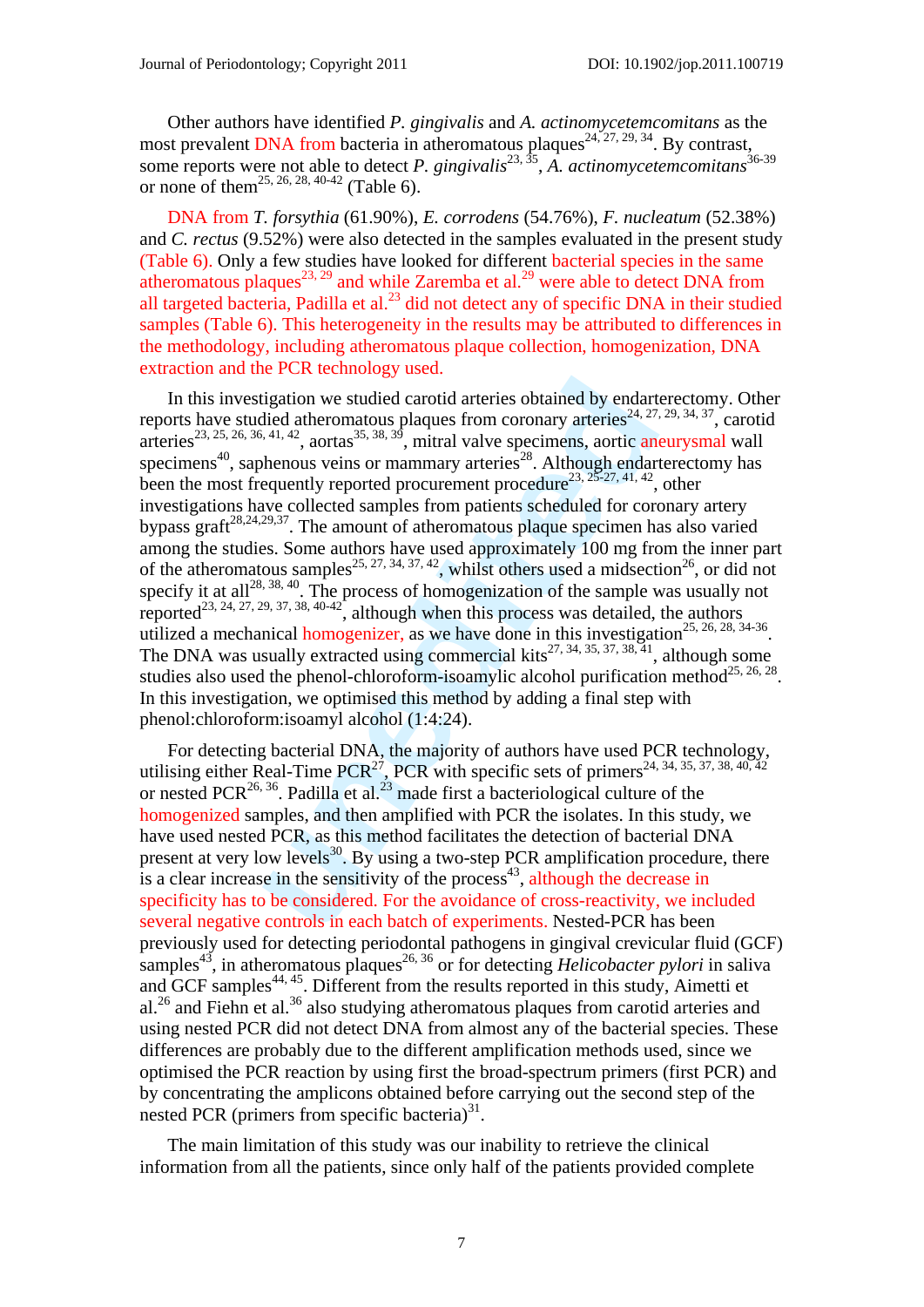Other authors have identified *P. gingivalis* and *A. actinomycetemcomitans* as the most prevalent DNA from bacteria in atheromatous plaques[24, 27, 29, 34]. By contrast, some reports were not able to detect *P. gingivalis*[23, 35], *A. actinomycetemcomitans*[36-39] or none of them[25, 26, 28, 40-42] (Table 6).

DNA from *T. forsythia* (61.90%), *E. corrodens* (54.76%), *F. nucleatum* (52.38%) and *C. rectus* (9.52%) were also detected in the samples evaluated in the present study (Table 6). Only a few studies have looked for different bacterial species in the same atheromatous plaques[23, 29] and while Zaremba et al.[29] were able to detect DNA from all targeted bacteria, Padilla et al.[23] did not detect any of specific DNA in their studied samples (Table 6). This heterogeneity in the results may be attributed to differences in the methodology, including atheromatous plaque collection, homogenization, DNA extraction and the PCR technology used.

In this investigation we studied carotid arteries obtained by endarterectomy. Other reports have studied atheromatous plaques from coronary arteries[24, 27, 29, 34, 37], carotid arteries[23, 25, 26, 36, 41, 42], aortas[35, 38, 39], mitral valve specimens, aortic aneurysmal wall specimens[40], saphenous veins or mammary arteries[28]. Although endarterectomy has been the most frequently reported procurement procedure[23, 25-27, 41, 42], other investigations have collected samples from patients scheduled for coronary artery bypass graft[28,24,29,37]. The amount of atheromatous plaque specimen has also varied among the studies. Some authors have used approximately 100 mg from the inner part of the atheromatous samples[25, 27, 34, 37, 42], whilst others used a midsection[26], or did not specify it at all[28, 38, 40]. The process of homogenization of the sample was usually not reported[23, 24, 27, 29, 37, 38, 40-42], although when this process was detailed, the authors utilized a mechanical homogenizer, as we have done in this investigation[25, 26, 28, 34-36]. The DNA was usually extracted using commercial kits[27, 34, 35, 37, 38, 41], although some studies also used the phenol-chloroform-isoamylic alcohol purification method[25, 26, 28]. In this investigation, we optimised this method by adding a final step with phenol:chloroform:isoamyl alcohol (1:4:24).

For detecting bacterial DNA, the majority of authors have used PCR technology, utilising either Real-Time PCR[27], PCR with specific sets of primers[24, 34, 35, 37, 38, 40, 42] or nested PCR[26, 36]. Padilla et al.[23] made first a bacteriological culture of the homogenized samples, and then amplified with PCR the isolates. In this study, we have used nested PCR, as this method facilitates the detection of bacterial DNA present at very low levels[30]. By using a two-step PCR amplification procedure, there is a clear increase in the sensitivity of the process[43], although the decrease in specificity has to be considered. For the avoidance of cross-reactivity, we included several negative controls in each batch of experiments. Nested-PCR has been previously used for detecting periodontal pathogens in gingival crevicular fluid (GCF) samples[43], in atheromatous plaques[26, 36] or for detecting *Helicobacter pylori* in saliva and GCF samples[44, 45]. Different from the results reported in this study, Aimetti et al.[26] and Fiehn et al.[36] also studying atheromatous plaques from carotid arteries and using nested PCR did not detect DNA from almost any of the bacterial species. These differences are probably due to the different amplification methods used, since we optimised the PCR reaction by using first the broad-spectrum primers (first PCR) and by concentrating the amplicons obtained before carrying out the second step of the nested PCR (primers from specific bacteria)[31].

The main limitation of this study was our inability to retrieve the clinical information from all the patients, since only half of the patients provided complete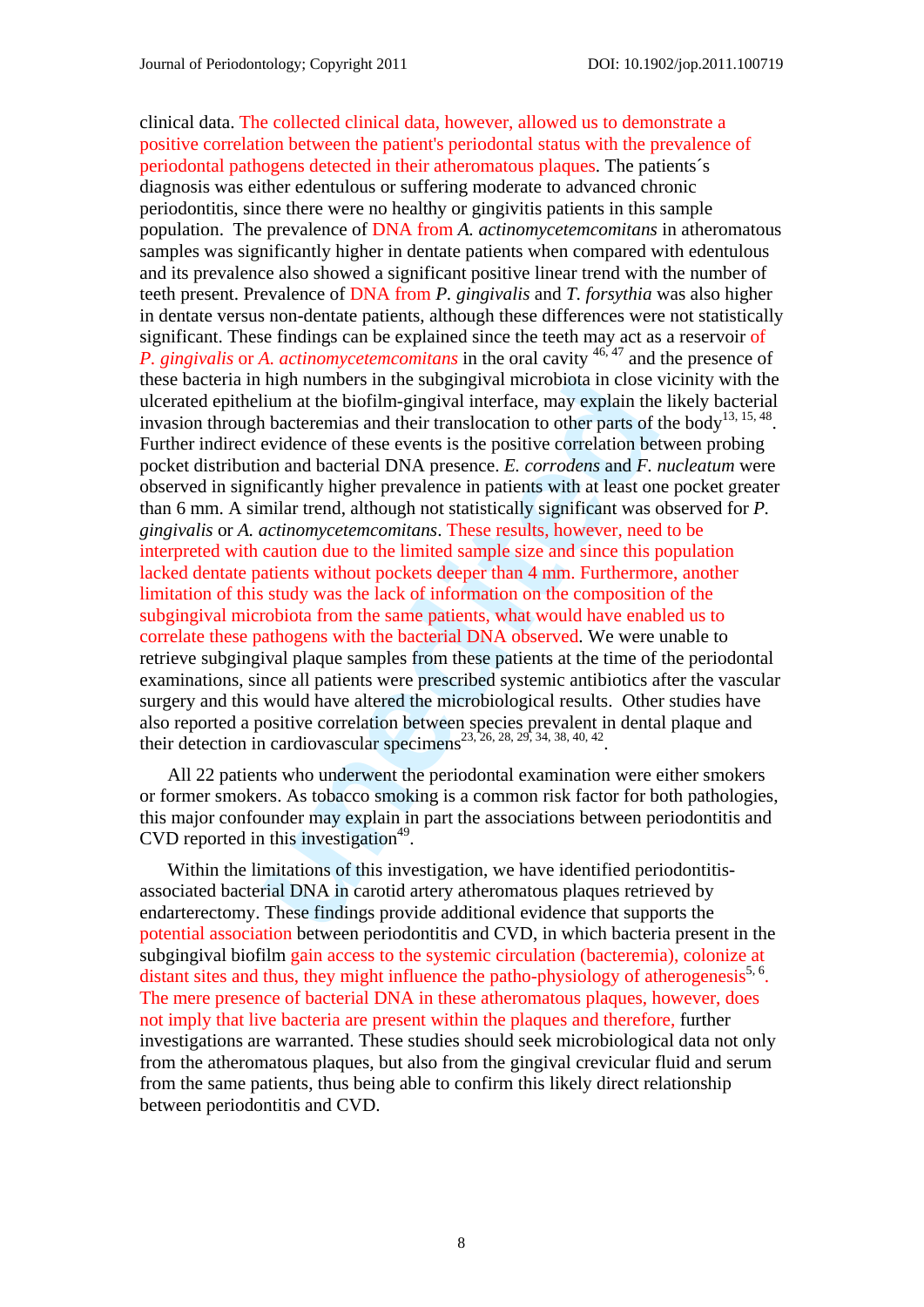clinical data. The collected clinical data, however, allowed us to demonstrate a positive correlation between the patient's periodontal status with the prevalence of periodontal pathogens detected in their atheromatous plaques. The patients´s diagnosis was either edentulous or suffering moderate to advanced chronic periodontitis, since there were no healthy or gingivitis patients in this sample population. The prevalence of DNA from *A. actinomycetemcomitans* in atheromatous samples was significantly higher in dentate patients when compared with edentulous and its prevalence also showed a significant positive linear trend with the number of teeth present. Prevalence of DNA from *P. gingivalis* and *T. forsythia* was also higher in dentate versus non-dentate patients, although these differences were not statistically significant. These findings can be explained since the teeth may act as a reservoir of *P. gingivalis* or *A. actinomycetemcomitans* in the oral cavity [46, 47] and the presence of these bacteria in high numbers in the subgingival microbiota in close vicinity with the ulcerated epithelium at the biofilm-gingival interface, may explain the likely bacterial invasion through bacteremias and their translocation to other parts of the body[13, 15, 48]. Further indirect evidence of these events is the positive correlation between probing pocket distribution and bacterial DNA presence. *E. corrodens* and *F. nucleatum* were observed in significantly higher prevalence in patients with at least one pocket greater than 6 mm. A similar trend, although not statistically significant was observed for *P. gingivalis* or *A. actinomycetemcomitans*. These results, however, need to be interpreted with caution due to the limited sample size and since this population lacked dentate patients without pockets deeper than 4 mm. Furthermore, another limitation of this study was the lack of information on the composition of the subgingival microbiota from the same patients, what would have enabled us to correlate these pathogens with the bacterial DNA observed. We were unable to retrieve subgingival plaque samples from these patients at the time of the periodontal examinations, since all patients were prescribed systemic antibiotics after the vascular surgery and this would have altered the microbiological results. Other studies have also reported a positive correlation between species prevalent in dental plaque and their detection in cardiovascular specimens[23, 26, 28, 29, 34, 38, 40, 42].

All 22 patients who underwent the periodontal examination were either smokers or former smokers. As tobacco smoking is a common risk factor for both pathologies, this major confounder may explain in part the associations between periodontitis and CVD reported in this investigation[49].

Within the limitations of this investigation, we have identified periodontitis-associated bacterial DNA in carotid artery atheromatous plaques retrieved by endarterectomy. These findings provide additional evidence that supports the potential association between periodontitis and CVD, in which bacteria present in the subgingival biofilm gain access to the systemic circulation (bacteremia), colonize at distant sites and thus, they might influence the patho-physiology of atherogenesis[5, 6]. The mere presence of bacterial DNA in these atheromatous plaques, however, does not imply that live bacteria are present within the plaques and therefore, further investigations are warranted. These studies should seek microbiological data not only from the atheromatous plaques, but also from the gingival crevicular fluid and serum from the same patients, thus being able to confirm this likely direct relationship between periodontitis and CVD.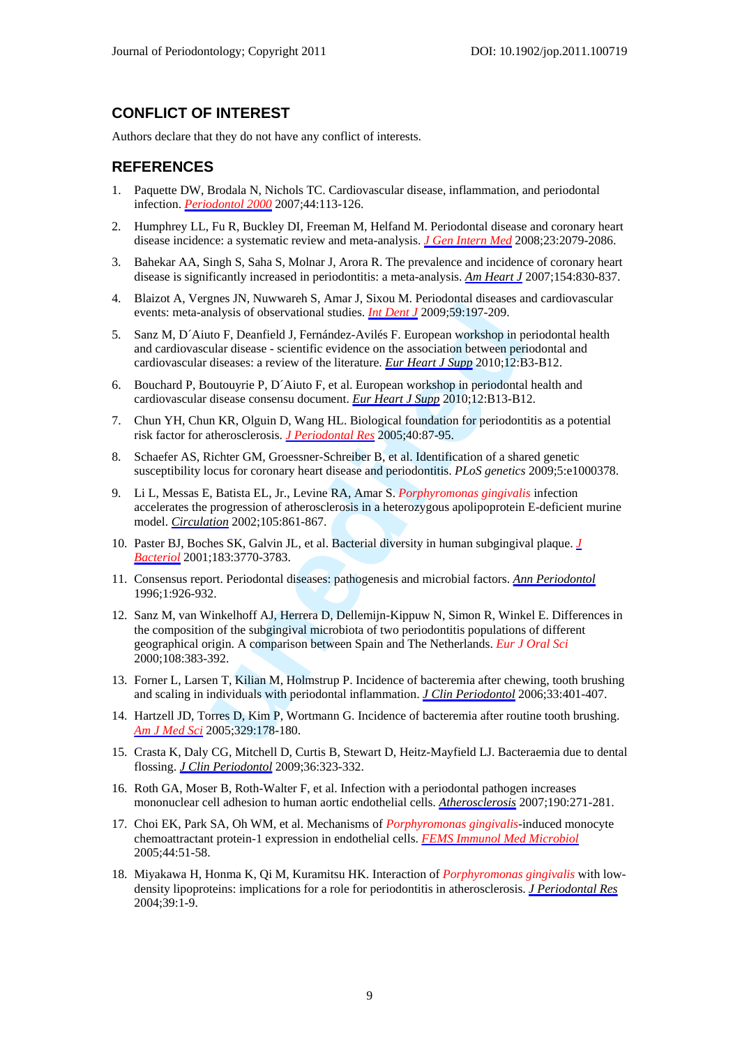## CONFLICT OF INTEREST

Authors declare that they do not have any conflict of interests.

## REFERENCES

1. Paquette DW, Brodala N, Nichols TC. Cardiovascular disease, inflammation, and periodontal infection. *Periodontol 2000* 2007;44:113-126.
2. Humphrey LL, Fu R, Buckley DI, Freeman M, Helfand M. Periodontal disease and coronary heart disease incidence: a systematic review and meta-analysis. *J Gen Intern Med* 2008;23:2079-2086.
3. Bahekar AA, Singh S, Saha S, Molnar J, Arora R. The prevalence and incidence of coronary heart disease is significantly increased in periodontitis: a meta-analysis. *Am Heart J* 2007;154:830-837.
4. Blaizot A, Vergnes JN, Nuwwareh S, Amar J, Sixou M. Periodontal diseases and cardiovascular events: meta-analysis of observational studies. *Int Dent J* 2009;59:197-209.
5. Sanz M, D´Aiuto F, Deanfield J, Fernández-Avilés F. European workshop in periodontal health and cardiovascular disease - scientific evidence on the association between periodontal and cardiovascular diseases: a review of the literature. *Eur Heart J Supp* 2010;12:B3-B12.
6. Bouchard P, Boutouyrie P, D´Aiuto F, et al. European workshop in periodontal health and cardiovascular disease consensu document. *Eur Heart J Supp* 2010;12:B13-B12.
7. Chun YH, Chun KR, Olguin D, Wang HL. Biological foundation for periodontitis as a potential risk factor for atherosclerosis. *J Periodontal Res* 2005;40:87-95.
8. Schaefer AS, Richter GM, Groessner-Schreiber B, et al. Identification of a shared genetic susceptibility locus for coronary heart disease and periodontitis. *PLoS genetics* 2009;5:e1000378.
9. Li L, Messas E, Batista EL, Jr., Levine RA, Amar S. *Porphyromonas gingivalis* infection accelerates the progression of atherosclerosis in a heterozygous apolipoprotein E-deficient murine model. *Circulation* 2002;105:861-867.
10. Paster BJ, Boches SK, Galvin JL, et al. Bacterial diversity in human subgingival plaque. *J Bacteriol* 2001;183:3770-3783.
11. Consensus report. Periodontal diseases: pathogenesis and microbial factors. *Ann Periodontol* 1996;1:926-932.
12. Sanz M, van Winkelhoff AJ, Herrera D, Dellemijn-Kippuw N, Simon R, Winkel E. Differences in the composition of the subgingival microbiota of two periodontitis populations of different geographical origin. A comparison between Spain and The Netherlands. *Eur J Oral Sci* 2000;108:383-392.
13. Forner L, Larsen T, Kilian M, Holmstrup P. Incidence of bacteremia after chewing, tooth brushing and scaling in individuals with periodontal inflammation. *J Clin Periodontol* 2006;33:401-407.
14. Hartzell JD, Torres D, Kim P, Wortmann G. Incidence of bacteremia after routine tooth brushing. *Am J Med Sci* 2005;329:178-180.
15. Crasta K, Daly CG, Mitchell D, Curtis B, Stewart D, Heitz-Mayfield LJ. Bacteraemia due to dental flossing. *J Clin Periodontol* 2009;36:323-332.
16. Roth GA, Moser B, Roth-Walter F, et al. Infection with a periodontal pathogen increases mononuclear cell adhesion to human aortic endothelial cells. *Atherosclerosis* 2007;190:271-281.
17. Choi EK, Park SA, Oh WM, et al. Mechanisms of *Porphyromonas gingivalis*-induced monocyte chemoattractant protein-1 expression in endothelial cells. *FEMS Immunol Med Microbiol* 2005;44:51-58.
18. Miyakawa H, Honma K, Qi M, Kuramitsu HK. Interaction of *Porphyromonas gingivalis* with low-density lipoproteins: implications for a role for periodontitis in atherosclerosis. *J Periodontal Res* 2004;39:1-9.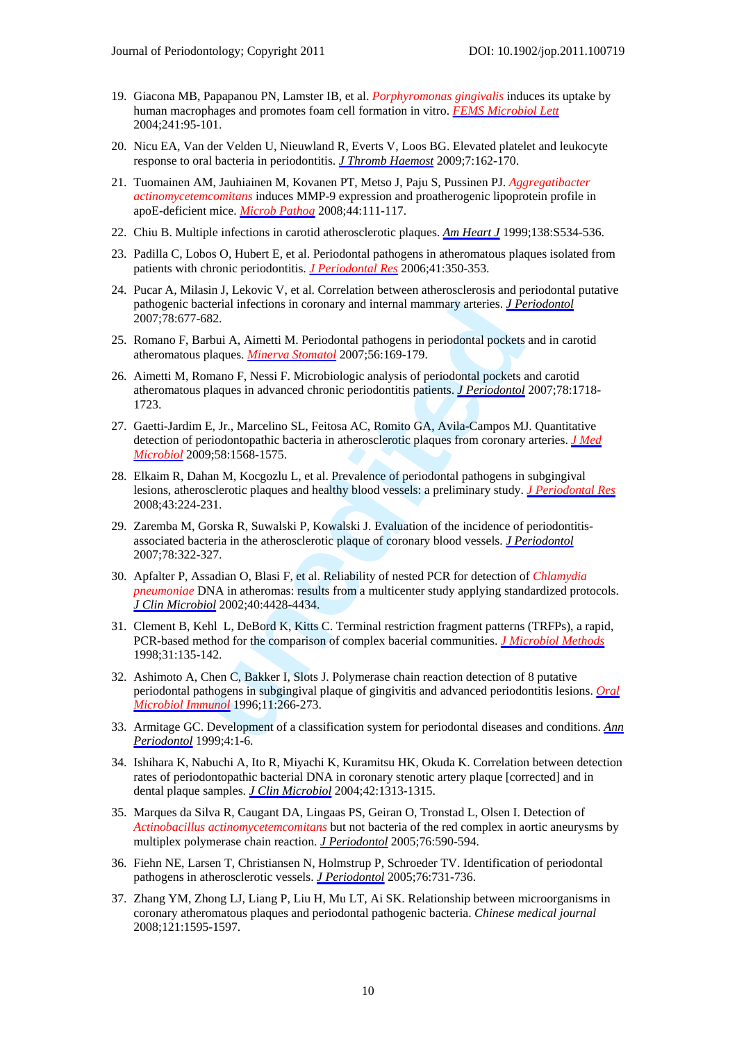19. Giacona MB, Papapanou PN, Lamster IB, et al. *Porphyromonas gingivalis* induces its uptake by human macrophages and promotes foam cell formation in vitro. FEMS Microbiol Lett 2004;241:95-101.

20. Nicu EA, Van der Velden U, Nieuwland R, Everts V, Loos BG. Elevated platelet and leukocyte response to oral bacteria in periodontitis. J Thromb Haemost 2009;7:162-170.

21. Tuomainen AM, Jauhiainen M, Kovanen PT, Metso J, Paju S, Pussinen PJ. *Aggregatibacter actinomycetemcomitans* induces MMP-9 expression and proatherogenic lipoprotein profile in apoE-deficient mice. Microb Pathog 2008;44:111-117.

22. Chiu B. Multiple infections in carotid atherosclerotic plaques. Am Heart J 1999;138:S534-536.

23. Padilla C, Lobos O, Hubert E, et al. Periodontal pathogens in atheromatous plaques isolated from patients with chronic periodontitis. J Periodontal Res 2006;41:350-353.

24. Pucar A, Milasin J, Lekovic V, et al. Correlation between atherosclerosis and periodontal putative pathogenic bacterial infections in coronary and internal mammary arteries. J Periodontol 2007;78:677-682.

25. Romano F, Barbui A, Aimetti M. Periodontal pathogens in periodontal pockets and in carotid atheromatous plaques. Minerva Stomatol 2007;56:169-179.

26. Aimetti M, Romano F, Nessi F. Microbiologic analysis of periodontal pockets and carotid atheromatous plaques in advanced chronic periodontitis patients. J Periodontol 2007;78:1718-1723.

27. Gaetti-Jardim E, Jr., Marcelino SL, Feitosa AC, Romito GA, Avila-Campos MJ. Quantitative detection of periodontopathic bacteria in atherosclerotic plaques from coronary arteries. J Med Microbiol 2009;58:1568-1575.

28. Elkaim R, Dahan M, Kocgozlu L, et al. Prevalence of periodontal pathogens in subgingival lesions, atherosclerotic plaques and healthy blood vessels: a preliminary study. J Periodontal Res 2008;43:224-231.

29. Zaremba M, Gorska R, Suwalski P, Kowalski J. Evaluation of the incidence of periodontitis-associated bacteria in the atherosclerotic plaque of coronary blood vessels. J Periodontol 2007;78:322-327.

30. Apfalter P, Assadian O, Blasi F, et al. Reliability of nested PCR for detection of *Chlamydia pneumoniae* DNA in atheromas: results from a multicenter study applying standardized protocols. J Clin Microbiol 2002;40:4428-4434.

31. Clement B, Kehl L, DeBord K, Kitts C. Terminal restriction fragment patterns (TRFPs), a rapid, PCR-based method for the comparison of complex bacerial communities. J Microbiol Methods 1998;31:135-142.

32. Ashimoto A, Chen C, Bakker I, Slots J. Polymerase chain reaction detection of 8 putative periodontal pathogens in subgingival plaque of gingivitis and advanced periodontitis lesions. Oral Microbiol Immunol 1996;11:266-273.

33. Armitage GC. Development of a classification system for periodontal diseases and conditions. Ann Periodontol 1999;4:1-6.

34. Ishihara K, Nabuchi A, Ito R, Miyachi K, Kuramitsu HK, Okuda K. Correlation between detection rates of periodontopathic bacterial DNA in coronary stenotic artery plaque [corrected] and in dental plaque samples. J Clin Microbiol 2004;42:1313-1315.

35. Marques da Silva R, Caugant DA, Lingaas PS, Geiran O, Tronstad L, Olsen I. Detection of *Actinobacillus actinomycetemcomitans* but not bacteria of the red complex in aortic aneurysms by multiplex polymerase chain reaction. J Periodontol 2005;76:590-594.

36. Fiehn NE, Larsen T, Christiansen N, Holmstrup P, Schroeder TV. Identification of periodontal pathogens in atherosclerotic vessels. J Periodontol 2005;76:731-736.

37. Zhang YM, Zhong LJ, Liang P, Liu H, Mu LT, Ai SK. Relationship between microorganisms in coronary atheromatous plaques and periodontal pathogenic bacteria. *Chinese medical journal* 2008;121:1595-1597.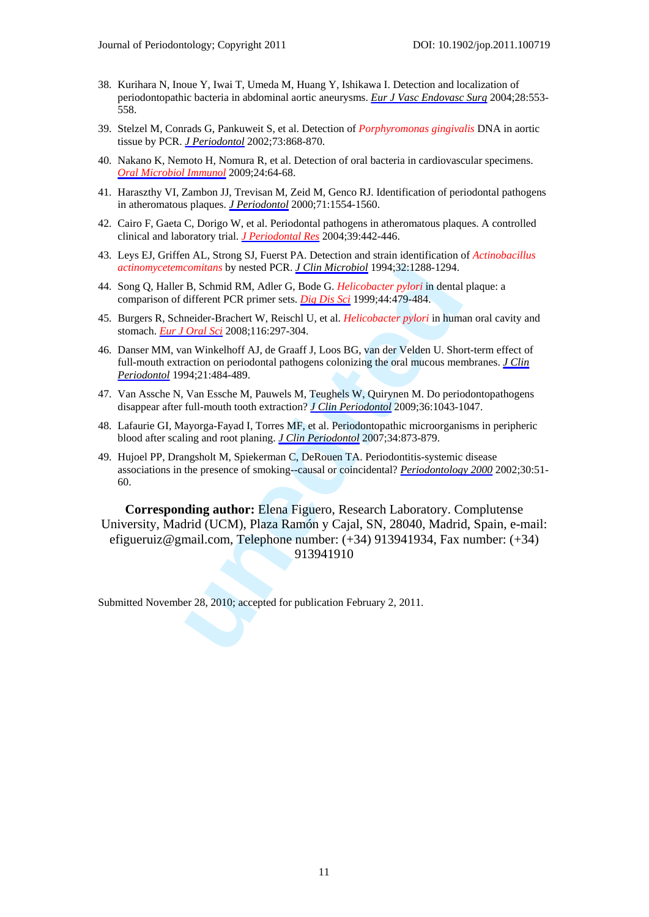38. Kurihara N, Inoue Y, Iwai T, Umeda M, Huang Y, Ishikawa I. Detection and localization of periodontopathic bacteria in abdominal aortic aneurysms. *Eur J Vasc Endovasc Surg* 2004;28:553-558.

39. Stelzel M, Conrads G, Pankuweit S, et al. Detection of *Porphyromonas gingivalis* DNA in aortic tissue by PCR. *J Periodontol* 2002;73:868-870.

40. Nakano K, Nemoto H, Nomura R, et al. Detection of oral bacteria in cardiovascular specimens. *Oral Microbiol Immunol* 2009;24:64-68.

41. Haraszthy VI, Zambon JJ, Trevisan M, Zeid M, Genco RJ. Identification of periodontal pathogens in atheromatous plaques. *J Periodontol* 2000;71:1554-1560.

42. Cairo F, Gaeta C, Dorigo W, et al. Periodontal pathogens in atheromatous plaques. A controlled clinical and laboratory trial. *J Periodontal Res* 2004;39:442-446.

43. Leys EJ, Griffen AL, Strong SJ, Fuerst PA. Detection and strain identification of *Actinobacillus actinomycetemcomitans* by nested PCR. *J Clin Microbiol* 1994;32:1288-1294.

44. Song Q, Haller B, Schmid RM, Adler G, Bode G. *Helicobacter pylori* in dental plaque: a comparison of different PCR primer sets. *Dig Dis Sci* 1999;44:479-484.

45. Burgers R, Schneider-Brachert W, Reischl U, et al. *Helicobacter pylori* in human oral cavity and stomach. *Eur J Oral Sci* 2008;116:297-304.

46. Danser MM, van Winkelhoff AJ, de Graaff J, Loos BG, van der Velden U. Short-term effect of full-mouth extraction on periodontal pathogens colonizing the oral mucous membranes. *J Clin Periodontol* 1994;21:484-489.

47. Van Assche N, Van Essche M, Pauwels M, Teughels W, Quirynen M. Do periodontopathogens disappear after full-mouth tooth extraction? *J Clin Periodontol* 2009;36:1043-1047.

48. Lafaurie GI, Mayorga-Fayad I, Torres MF, et al. Periodontopathic microorganisms in peripheric blood after scaling and root planing. *J Clin Periodontol* 2007;34:873-879.

49. Hujoel PP, Drangsholt M, Spiekerman C, DeRouen TA. Periodontitis-systemic disease associations in the presence of smoking--causal or coincidental? *Periodontology 2000* 2002;30:51-60.

**Corresponding author:** Elena Figuero, Research Laboratory. Complutense University, Madrid (UCM), Plaza Ramón y Cajal, SN, 28040, Madrid, Spain, e-mail: efigueruiz@gmail.com, Telephone number: (+34) 913941934, Fax number: (+34) 913941910

Submitted November 28, 2010; accepted for publication February 2, 2011.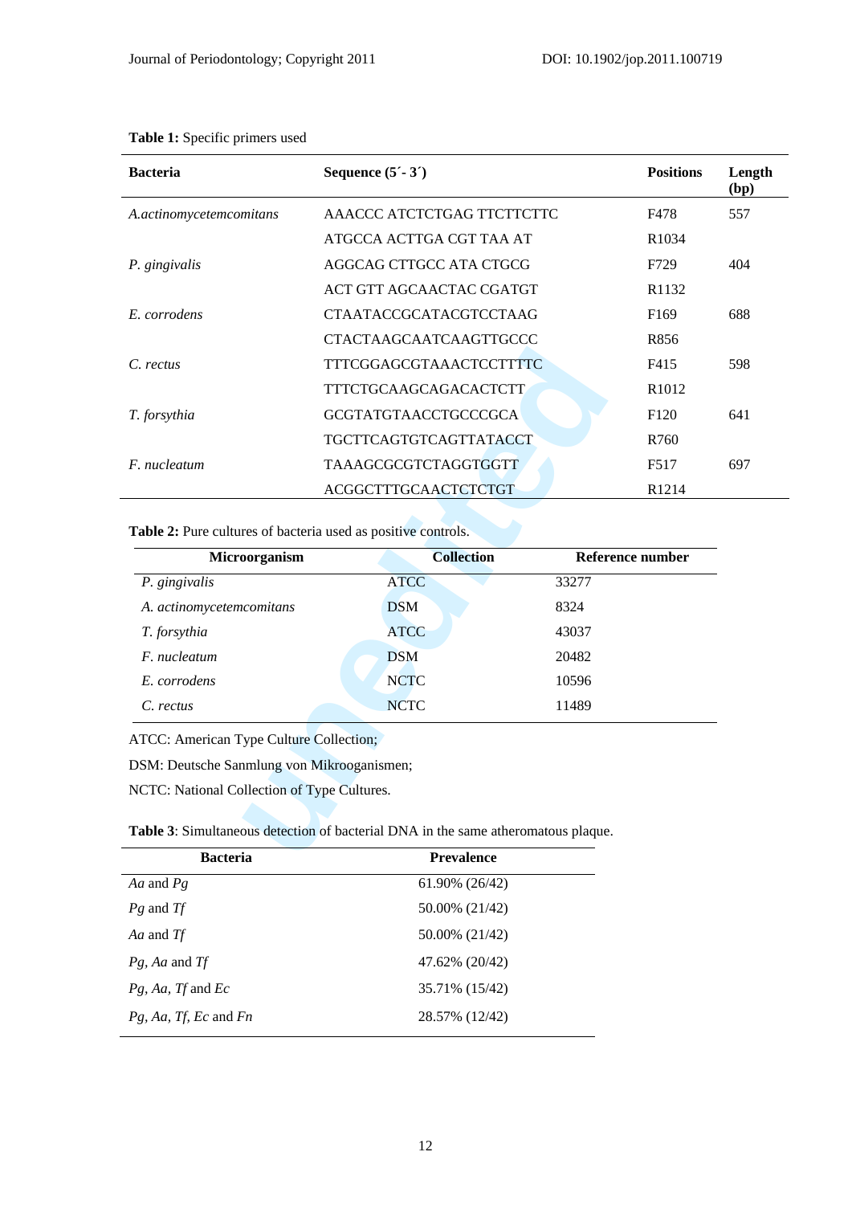**Table 1:** Specific primers used

| Bacteria | Sequence (5´- 3´) | Positions | Length (bp) |
|---|---|---|---|
| *A.actinomycetemcomitans* | AAACCC ATCTCTGAG TTCTTCTTC | F478 | 557 |
| | ATGCCA ACTTGA CGT TAA AT | R1034 | |
| *P. gingivalis* | AGGCAG CTTGCC ATA CTGCG | F729 | 404 |
| | ACT GTT AGCAACTAC CGATGT | R1132 | |
| *E. corrodens* | CTAATACCGCATACGTCCTAAG | F169 | 688 |
| | CTACTAAGCAATCAAGTTGCCC | R856 | |
| *C. rectus* | TTTCGGAGCGTAAACTCCTTTTC | F415 | 598 |
| | TTTCTGCAAGCAGACACTCTT | R1012 | |
| *T. forsythia* | GCGTATGTAACCTGCCCGCA | F120 | 641 |
| | TGCTTCAGTGTCAGTTATACCT | R760 | |
| *F. nucleatum* | TAAAGCGCGTCTAGGTGGTT | F517 | 697 |
| | ACGGCTTTGCAACTCTCTGT | R1214 | |

**Table 2:** Pure cultures of bacteria used as positive controls.

| Microorganism | Collection | Reference number |
|---|---|---|
| *P. gingivalis* | ATCC | 33277 |
| *A. actinomycetemcomitans* | DSM | 8324 |
| *T. forsythia* | ATCC | 43037 |
| *F. nucleatum* | DSM | 20482 |
| *E. corrodens* | NCTC | 10596 |
| *C. rectus* | NCTC | 11489 |

ATCC: American Type Culture Collection;

DSM: Deutsche Sanmlung von Mikrooganismen;

NCTC: National Collection of Type Cultures.

**Table 3**: Simultaneous detection of bacterial DNA in the same atheromatous plaque.

| Bacteria | Prevalence |
|---|---|
| *Aa* and *Pg* | 61.90% (26/42) |
| *Pg* and *Tf* | 50.00% (21/42) |
| *Aa* and *Tf* | 50.00% (21/42) |
| *Pg*, *Aa* and *Tf* | 47.62% (20/42) |
| *Pg*, *Aa*, *Tf* and *Ec* | 35.71% (15/42) |
| *Pg*, *Aa*, *Tf*, *Ec* and *Fn* | 28.57% (12/42) |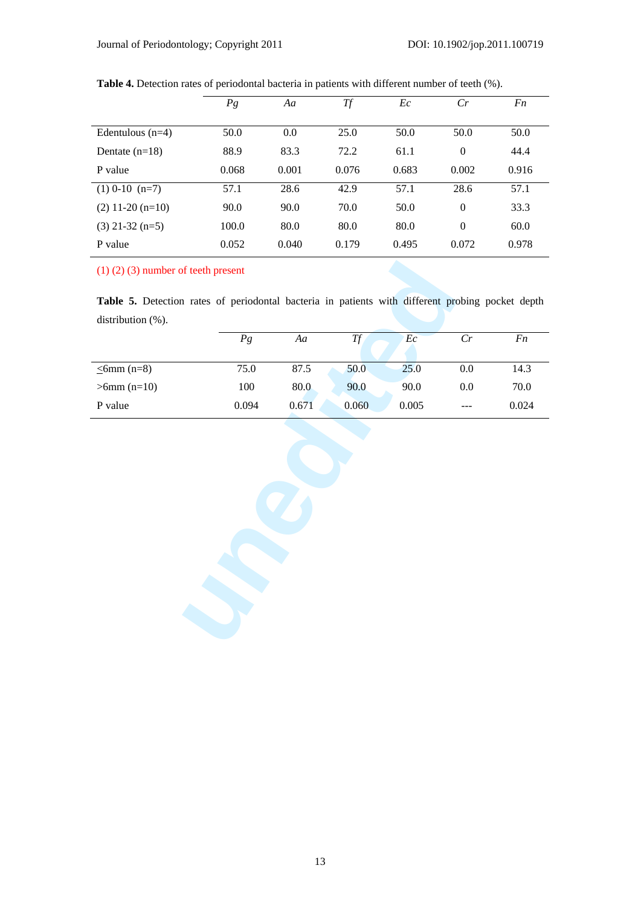**Table 4.** Detection rates of periodontal bacteria in patients with different number of teeth (%).

| | *Pg* | *Aa* | *Tf* | *Ec* | *Cr* | *Fn* |
|---|---|---|---|---|---|---|
| Edentulous (n=4) | 50.0 | 0.0 | 25.0 | 50.0 | 50.0 | 50.0 |
| Dentate (n=18) | 88.9 | 83.3 | 72.2 | 61.1 | 0 | 44.4 |
| P value | 0.068 | 0.001 | 0.076 | 0.683 | 0.002 | 0.916 |
| (1) 0-10 (n=7) | 57.1 | 28.6 | 42.9 | 57.1 | 28.6 | 57.1 |
| (2) 11-20 (n=10) | 90.0 | 90.0 | 70.0 | 50.0 | 0 | 33.3 |
| (3) 21-32 (n=5) | 100.0 | 80.0 | 80.0 | 80.0 | 0 | 60.0 |
| P value | 0.052 | 0.040 | 0.179 | 0.495 | 0.072 | 0.978 |

(1) (2) (3) number of teeth present

**Table 5.** Detection rates of periodontal bacteria in patients with different probing pocket depth distribution (%).

| | *Pg* | *Aa* | *Tf* | *Ec* | *Cr* | *Fn* |
|---|---|---|---|---|---|---|
| $\leq$6mm (n=8) | 75.0 | 87.5 | 50.0 | 25.0 | 0.0 | 14.3 |
| >6mm (n=10) | 100 | 80.0 | 90.0 | 90.0 | 0.0 | 70.0 |
| P value | 0.094 | 0.671 | 0.060 | 0.005 | --- | 0.024 |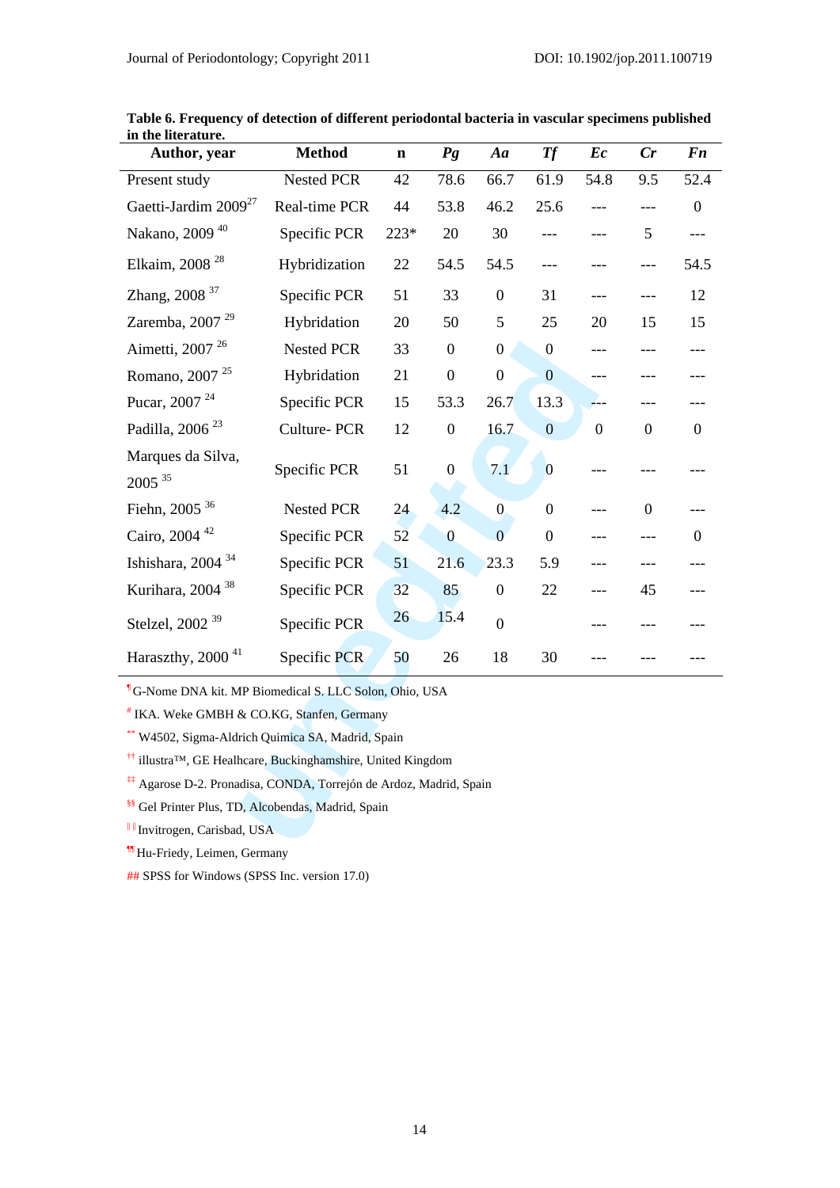**Table 6. Frequency of detection of different periodontal bacteria in vascular specimens published in the literature.**

| Author, year | Method | n | *Pg* | *Aa* | *Tf* | *Ec* | *Cr* | *Fn* |
|---|---|---|---|---|---|---|---|---|
| Present study | Nested PCR | 42 | 78.6 | 66.7 | 61.9 | 54.8 | 9.5 | 52.4 |
| Gaetti-Jardim 2009[27] | Real-time PCR | 44 | 53.8 | 46.2 | 25.6 | --- | --- | 0 |
| Nakano, 2009 [40] | Specific PCR | 223* | 20 | 30 | --- | --- | 5 | --- |
| Elkaim, 2008 [28] | Hybridization | 22 | 54.5 | 54.5 | --- | --- | --- | 54.5 |
| Zhang, 2008 [37] | Specific PCR | 51 | 33 | 0 | 31 | --- | --- | 12 |
| Zaremba, 2007 [29] | Hybridation | 20 | 50 | 5 | 25 | 20 | 15 | 15 |
| Aimetti, 2007 [26] | Nested PCR | 33 | 0 | 0 | 0 | --- | --- | --- |
| Romano, 2007 [25] | Hybridation | 21 | 0 | 0 | 0 | --- | --- | --- |
| Pucar, 2007 [24] | Specific PCR | 15 | 53.3 | 26.7 | 13.3 | --- | --- | --- |
| Padilla, 2006 [23] | Culture- PCR | 12 | 0 | 16.7 | 0 | 0 | 0 | 0 |
| Marques da Silva, 2005 [35] | Specific PCR | 51 | 0 | 7.1 | 0 | --- | --- | --- |
| Fiehn, 2005 [36] | Nested PCR | 24 | 4.2 | 0 | 0 | --- | 0 | --- |
| Cairo, 2004 [42] | Specific PCR | 52 | 0 | 0 | 0 | --- | --- | 0 |
| Ishishara, 2004 [34] | Specific PCR | 51 | 21.6 | 23.3 | 5.9 | --- | --- | --- |
| Kurihara, 2004 [38] | Specific PCR | 32 | 85 | 0 | 22 | --- | 45 | --- |
| Stelzel, 2002 [39] | Specific PCR | 26 | 15.4 | 0 | | --- | --- | --- |
| Haraszthy, 2000 [41] | Specific PCR | 50 | 26 | 18 | 30 | --- | --- | --- |

¶ G-Nome DNA kit. MP Biomedical S. LLC Solon, Ohio, USA

# IKA. Weke GMBH & CO.KG, Stanfen, Germany

** W4502, Sigma-Aldrich Quimica SA, Madrid, Spain

†† illustra™, GE Healhcare, Buckinghamshire, United Kingdom

‡‡ Agarose D-2. Pronadisa, CONDA, Torrejón de Ardoz, Madrid, Spain

§§ Gel Printer Plus, TD, Alcobendas, Madrid, Spain

‖‖ Invitrogen, Carisbad, USA

¶¶ Hu-Friedy, Leimen, Germany

## SPSS for Windows (SPSS Inc. version 17.0)